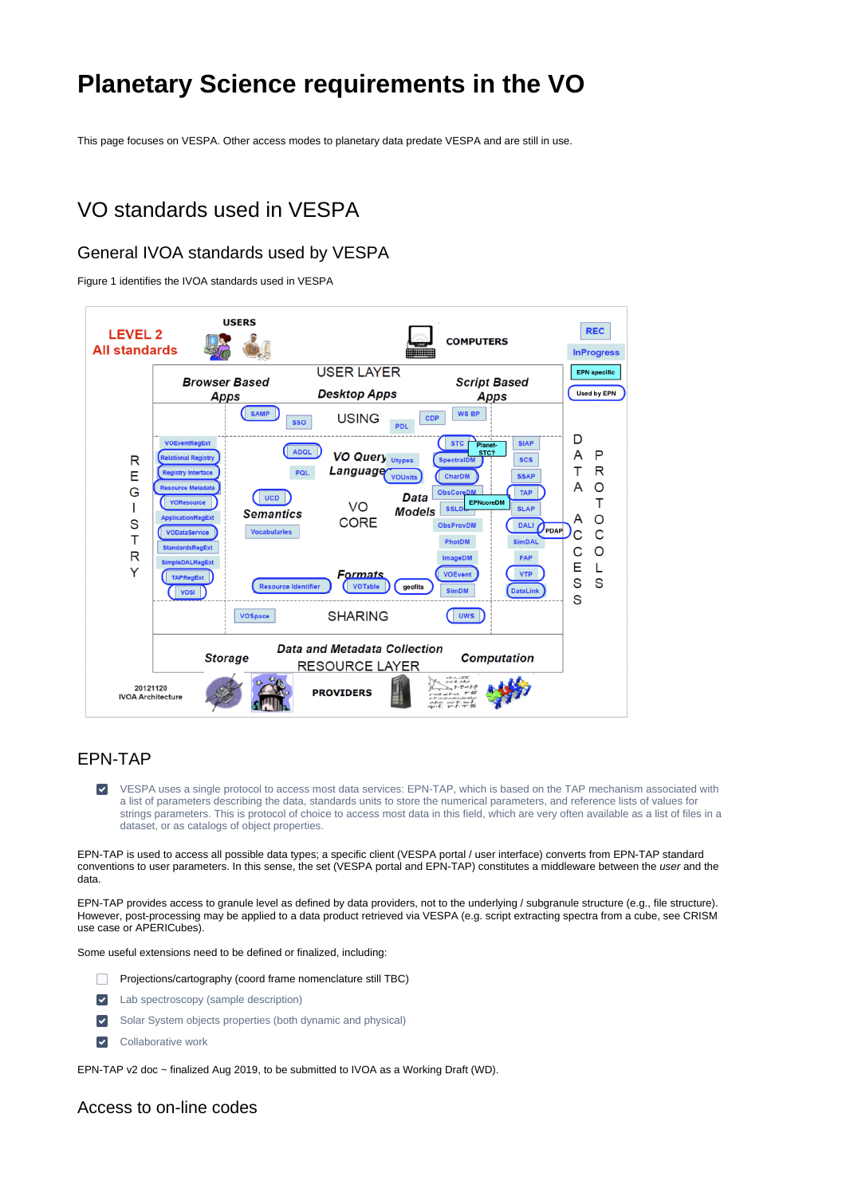# Planetary Science requirements in the VO

This page focuses on VESPA. Other access modes to planetary data predate VESPA and are still in use.

## VO standards used in VESPA

### General IVOA standards used by VESPA

Figure 1 identifies the IVOA standards used in VESPA

### EPN-TAP

- [x] VESPA uses a single protocol to access most data services: EPN-TAP, which is based on the TAP mechanism associated with a list of parameters describing the data, standards units to store the numerical parameters, and reference lists of values for strings parameters. This is protocol of choice to access most data in this field, which are very often available as a list of files in a dataset, or as catalogs of object properties.

EPN-TAP is used to access all possible data types; a specific client (VESPA portal / user interface) converts from EPN-TAP standard conventions to user parameters. In this sense, the set (VESPA portal and EPN-TAP) constitutes a middleware between the *user* and the data.

EPN-TAP provides access to granule level as defined by data providers, not to the underlying / subgranule structure (e.g., file structure). However, post-processing may be applied to a data product retrieved via VESPA (e.g. script extracting spectra from a cube, see CRISM use case or APERICubes).

Some useful extensions need to be defined or finalized, including:

- [ ] Projections/cartography (coord frame nomenclature still TBC)
- [x] Lab spectroscopy (sample description)
- [x] Solar System objects properties (both dynamic and physical)
- [x] Collaborative work

EPN-TAP v2 doc ~ finalized Aug 2019, to be submitted to IVOA as a Working Draft (WD).

### Access to on-line codes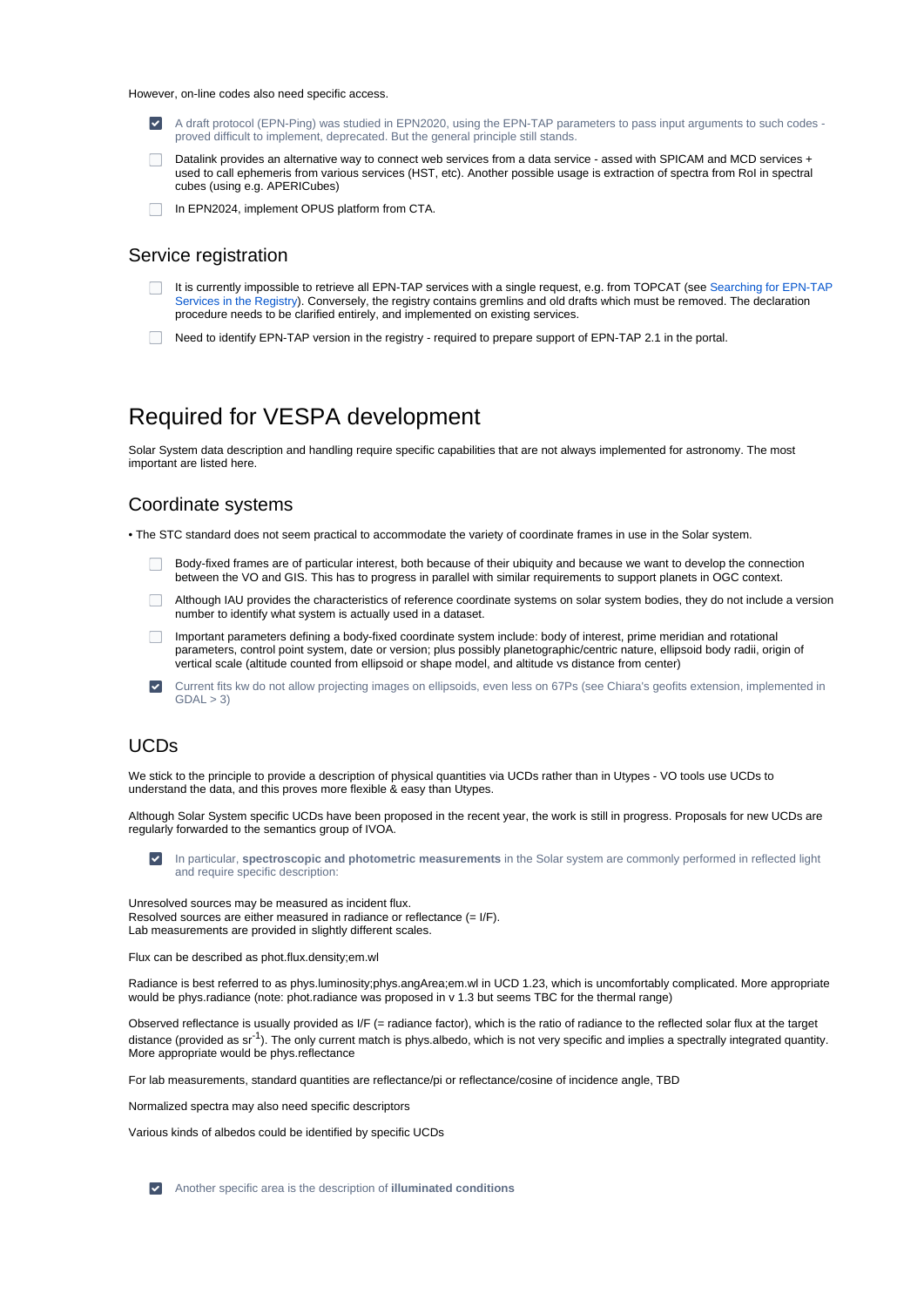However, on-line codes also need specific access.

- [x] A draft protocol (EPN-Ping) was studied in EPN2020, using the EPN-TAP parameters to pass input arguments to such codes - proved difficult to implement, deprecated. But the general principle still stands.
- [ ] Datalink provides an alternative way to connect web services from a data service - assed with SPICAM and MCD services + used to call ephemeris from various services (HST, etc). Another possible usage is extraction of spectra from RoI in spectral cubes (using e.g. APERICubes)
- [ ] In EPN2024, implement OPUS platform from CTA.

## Service registration

- [ ] It is currently impossible to retrieve all EPN-TAP services with a single request, e.g. from TOPCAT (see Searching for EPN-TAP Services in the Registry). Conversely, the registry contains gremlins and old drafts which must be removed. The declaration procedure needs to be clarified entirely, and implemented on existing services.
- [ ] Need to identify EPN-TAP version in the registry - required to prepare support of EPN-TAP 2.1 in the portal.

# Required for VESPA development

Solar System data description and handling require specific capabilities that are not always implemented for astronomy. The most important are listed here.

## Coordinate systems

• The STC standard does not seem practical to accommodate the variety of coordinate frames in use in the Solar system.

- [ ] Body-fixed frames are of particular interest, both because of their ubiquity and because we want to develop the connection between the VO and GIS. This has to progress in parallel with similar requirements to support planets in OGC context.
- [ ] Although IAU provides the characteristics of reference coordinate systems on solar system bodies, they do not include a version number to identify what system is actually used in a dataset.
- [ ] Important parameters defining a body-fixed coordinate system include: body of interest, prime meridian and rotational parameters, control point system, date or version; plus possibly planetographic/centric nature, ellipsoid body radii, origin of vertical scale (altitude counted from ellipsoid or shape model, and altitude vs distance from center)
- [x] Current fits kw do not allow projecting images on ellipsoids, even less on 67Ps (see Chiara's geofits extension, implemented in GDAL > 3)

## UCDs

We stick to the principle to provide a description of physical quantities via UCDs rather than in Utypes - VO tools use UCDs to understand the data, and this proves more flexible & easy than Utypes.

Although Solar System specific UCDs have been proposed in the recent year, the work is still in progress. Proposals for new UCDs are regularly forwarded to the semantics group of IVOA.

- [x] In particular, **spectroscopic and photometric measurements** in the Solar system are commonly performed in reflected light and require specific description:

Unresolved sources may be measured as incident flux.
Resolved sources are either measured in radiance or reflectance (= I/F).
Lab measurements are provided in slightly different scales.

Flux can be described as phot.flux.density;em.wl

Radiance is best referred to as phys.luminosity;phys.angArea;em.wl in UCD 1.23, which is uncomfortably complicated. More appropriate would be phys.radiance (note: phot.radiance was proposed in v 1.3 but seems TBC for the thermal range)

Observed reflectance is usually provided as I/F (= radiance factor), which is the ratio of radiance to the reflected solar flux at the target distance (provided as $sr^{-1}$). The only current match is phys.albedo, which is not very specific and implies a spectrally integrated quantity. More appropriate would be phys.reflectance

For lab measurements, standard quantities are reflectance/pi or reflectance/cosine of incidence angle, TBD

Normalized spectra may also need specific descriptors

Various kinds of albedos could be identified by specific UCDs

- [x] Another specific area is the description of **illuminated conditions**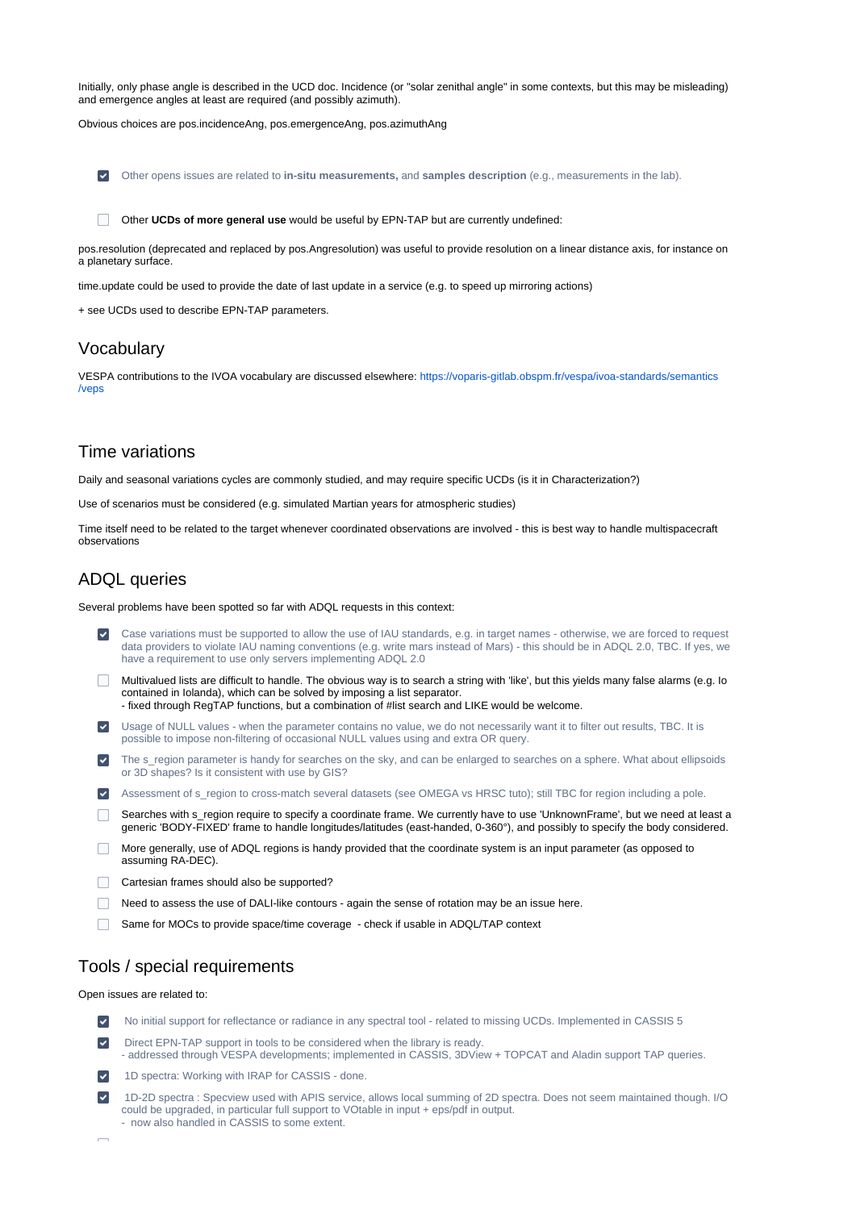Initially, only phase angle is described in the UCD doc. Incidence (or "solar zenithal angle" in some contexts, but this may be misleading) and emergence angles at least are required (and possibly azimuth).

Obvious choices are pos.incidenceAng, pos.emergenceAng, pos.azimuthAng

- [x] Other opens issues are related to **in-situ measurements,** and **samples description** (e.g., measurements in the lab).

- [ ] Other **UCDs of more general use** would be useful by EPN-TAP but are currently undefined:

pos.resolution (deprecated and replaced by pos.Angresolution) was useful to provide resolution on a linear distance axis, for instance on a planetary surface.

time.update could be used to provide the date of last update in a service (e.g. to speed up mirroring actions)

+ see UCDs used to describe EPN-TAP parameters.

## Vocabulary

VESPA contributions to the IVOA vocabulary are discussed elsewhere: https://voparis-gitlab.obspm.fr/vespa/ivoa-standards/semantics/veps

## Time variations

Daily and seasonal variations cycles are commonly studied, and may require specific UCDs (is it in Characterization?)

Use of scenarios must be considered (e.g. simulated Martian years for atmospheric studies)

Time itself need to be related to the target whenever coordinated observations are involved - this is best way to handle multispacecraft observations

## ADQL queries

Several problems have been spotted so far with ADQL requests in this context:

- [x] Case variations must be supported to allow the use of IAU standards, e.g. in target names - otherwise, we are forced to request data providers to violate IAU naming conventions (e.g. write mars instead of Mars) - this should be in ADQL 2.0, TBC. If yes, we have a requirement to use only servers implementing ADQL 2.0
- [ ] Multivalued lists are difficult to handle. The obvious way is to search a string with 'like', but this yields many false alarms (e.g. Io contained in Iolanda), which can be solved by imposing a list separator.
  - fixed through RegTAP functions, but a combination of #list search and LIKE would be welcome.
- [x] Usage of NULL values - when the parameter contains no value, we do not necessarily want it to filter out results, TBC. It is possible to impose non-filtering of occasional NULL values using and extra OR query.
- [x] The s_region parameter is handy for searches on the sky, and can be enlarged to searches on a sphere. What about ellipsoids or 3D shapes? Is it consistent with use by GIS?
- [x] Assessment of s_region to cross-match several datasets (see OMEGA vs HRSC tuto); still TBC for region including a pole.
- [ ] Searches with s_region require to specify a coordinate frame. We currently have to use 'UnknownFrame', but we need at least a generic 'BODY-FIXED' frame to handle longitudes/latitudes (east-handed, 0-360°), and possibly to specify the body considered.
- [ ] More generally, use of ADQL regions is handy provided that the coordinate system is an input parameter (as opposed to assuming RA-DEC).
- [ ] Cartesian frames should also be supported?
- [ ] Need to assess the use of DALI-like contours - again the sense of rotation may be an issue here.
- [ ] Same for MOCs to provide space/time coverage - check if usable in ADQL/TAP context

## Tools / special requirements

Open issues are related to:

- [x] No initial support for reflectance or radiance in any spectral tool - related to missing UCDs. Implemented in CASSIS 5
- [x] Direct EPN-TAP support in tools to be considered when the library is ready.
  - addressed through VESPA developments; implemented in CASSIS, 3DView + TOPCAT and Aladin support TAP queries.
- [x] 1D spectra: Working with IRAP for CASSIS - done.
- [x] 1D-2D spectra : Specview used with APIS service, allows local summing of 2D spectra. Does not seem maintained though. I/O could be upgraded, in particular full support to VOtable in input + eps/pdf in output.
  - now also handled in CASSIS to some extent.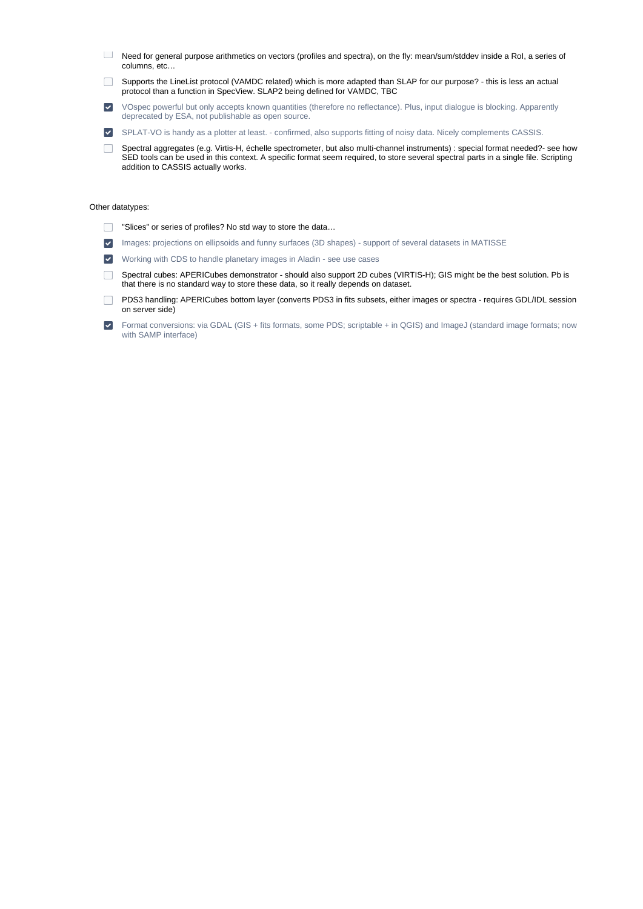- [ ] Need for general purpose arithmetics on vectors (profiles and spectra), on the fly: mean/sum/stddev inside a RoI, a series of columns, etc…
- [ ] Supports the LineList protocol (VAMDC related) which is more adapted than SLAP for our purpose? - this is less an actual protocol than a function in SpecView. SLAP2 being defined for VAMDC, TBC
- [x] VOspec powerful but only accepts known quantities (therefore no reflectance). Plus, input dialogue is blocking. Apparently deprecated by ESA, not publishable as open source.
- [x] SPLAT-VO is handy as a plotter at least. - confirmed, also supports fitting of noisy data. Nicely complements CASSIS.
- [ ] Spectral aggregates (e.g. Virtis-H, échelle spectrometer, but also multi-channel instruments) : special format needed?- see how SED tools can be used in this context. A specific format seem required, to store several spectral parts in a single file. Scripting addition to CASSIS actually works.

Other datatypes:

- [ ] "Slices" or series of profiles? No std way to store the data…
- [x] Images: projections on ellipsoids and funny surfaces (3D shapes) - support of several datasets in MATISSE
- [x] Working with CDS to handle planetary images in Aladin - see use cases
- [ ] Spectral cubes: APERICubes demonstrator - should also support 2D cubes (VIRTIS-H); GIS might be the best solution. Pb is that there is no standard way to store these data, so it really depends on dataset.
- [ ] PDS3 handling: APERICubes bottom layer (converts PDS3 in fits subsets, either images or spectra - requires GDL/IDL session on server side)
- [x] Format conversions: via GDAL (GIS + fits formats, some PDS; scriptable + in QGIS) and ImageJ (standard image formats; now with SAMP interface)